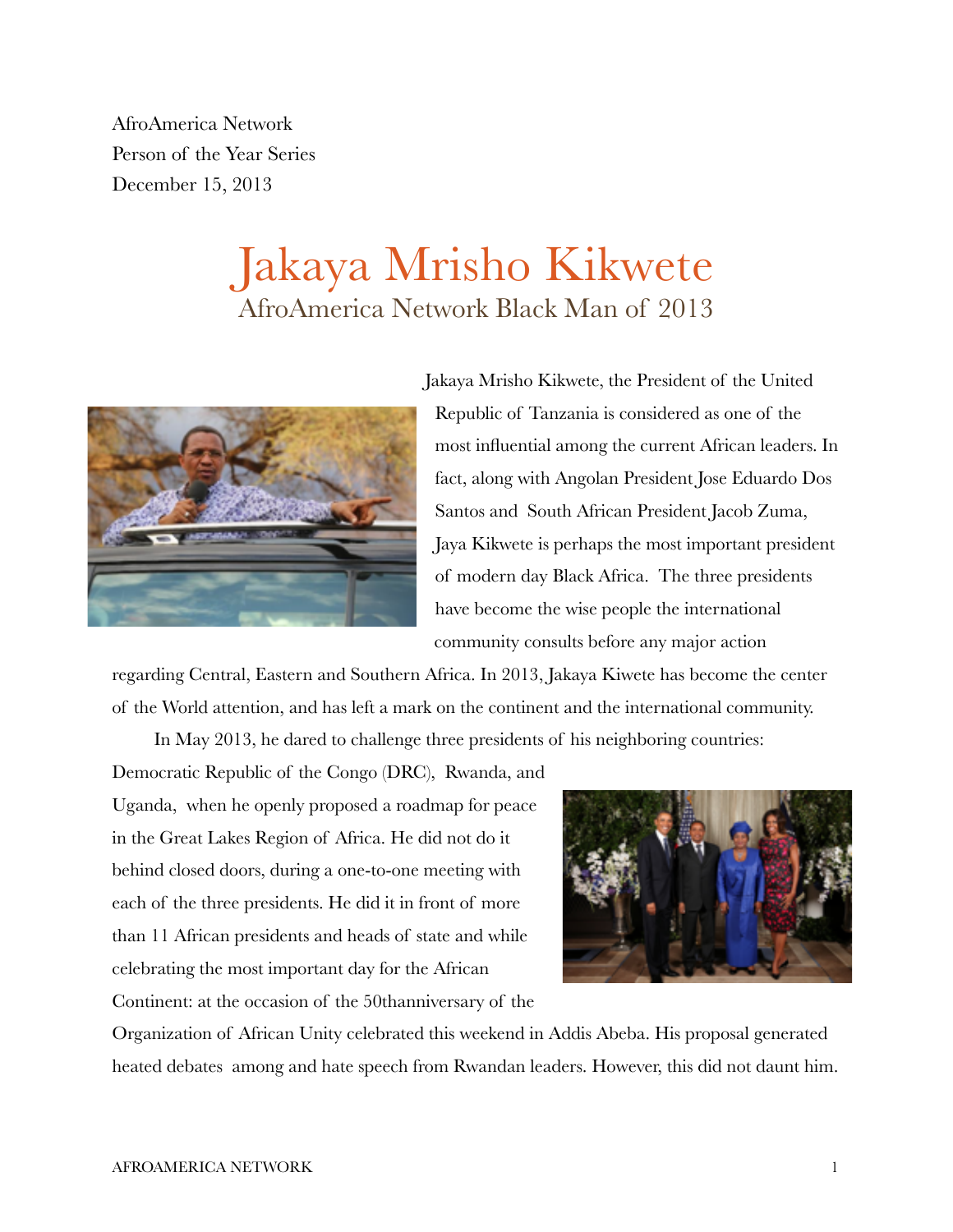AfroAmerica Network
Person of the Year Series
December 15, 2013

# Jakaya Mrisho Kikwete

## AfroAmerica Network Black Man of 2013

Jakaya Mrisho Kikwete, the President of the United Republic of Tanzania is considered as one of the most influential among the current African leaders. In fact, along with Angolan President Jose Eduardo Dos Santos and South African President Jacob Zuma, Jaya Kikwete is perhaps the most important president of modern day Black Africa. The three presidents have become the wise people the international community consults before any major action regarding Central, Eastern and Southern Africa. In 2013, Jakaya Kiwete has become the center of the World attention, and has left a mark on the continent and the international community.

In May 2013, he dared to challenge three presidents of his neighboring countries: Democratic Republic of the Congo (DRC), Rwanda, and Uganda, when he openly proposed a roadmap for peace in the Great Lakes Region of Africa. He did not do it behind closed doors, during a one-to-one meeting with each of the three presidents. He did it in front of more than 11 African presidents and heads of state and while celebrating the most important day for the African Continent: at the occasion of the 50thanniversary of the Organization of African Unity celebrated this weekend in Addis Abeba. His proposal generated heated debates among and hate speech from Rwandan leaders. However, this did not daunt him.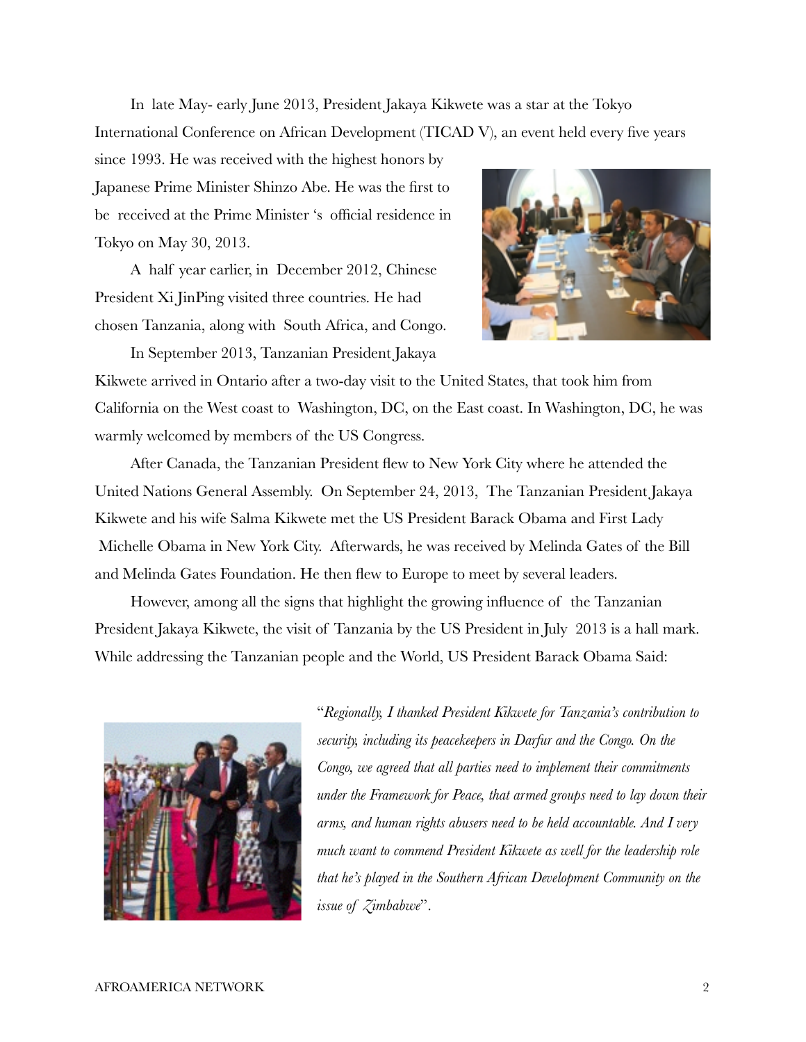In late May- early June 2013, President Jakaya Kikwete was a star at the Tokyo International Conference on African Development (TICAD V), an event held every five years since 1993. He was received with the highest honors by Japanese Prime Minister Shinzo Abe. He was the first to be received at the Prime Minister 's official residence in Tokyo on May 30, 2013.

A half year earlier, in December 2012, Chinese President Xi JinPing visited three countries. He had chosen Tanzania, along with South Africa, and Congo.

In September 2013, Tanzanian President Jakaya Kikwete arrived in Ontario after a two-day visit to the United States, that took him from California on the West coast to Washington, DC, on the East coast. In Washington, DC, he was warmly welcomed by members of the US Congress.

After Canada, the Tanzanian President flew to New York City where he attended the United Nations General Assembly. On September 24, 2013, The Tanzanian President Jakaya Kikwete and his wife Salma Kikwete met the US President Barack Obama and First Lady Michelle Obama in New York City. Afterwards, he was received by Melinda Gates of the Bill and Melinda Gates Foundation. He then flew to Europe to meet by several leaders.

However, among all the signs that highlight the growing influence of the Tanzanian President Jakaya Kikwete, the visit of Tanzania by the US President in July 2013 is a hall mark. While addressing the Tanzanian people and the World, US President Barack Obama Said:

"*Regionally, I thanked President Kikwete for Tanzania's contribution to security, including its peacekeepers in Darfur and the Congo. On the Congo, we agreed that all parties need to implement their commitments under the Framework for Peace, that armed groups need to lay down their arms, and human rights abusers need to be held accountable. And I very much want to commend President Kikwete as well for the leadership role that he's played in the Southern African Development Community on the issue of Zimbabwe*".